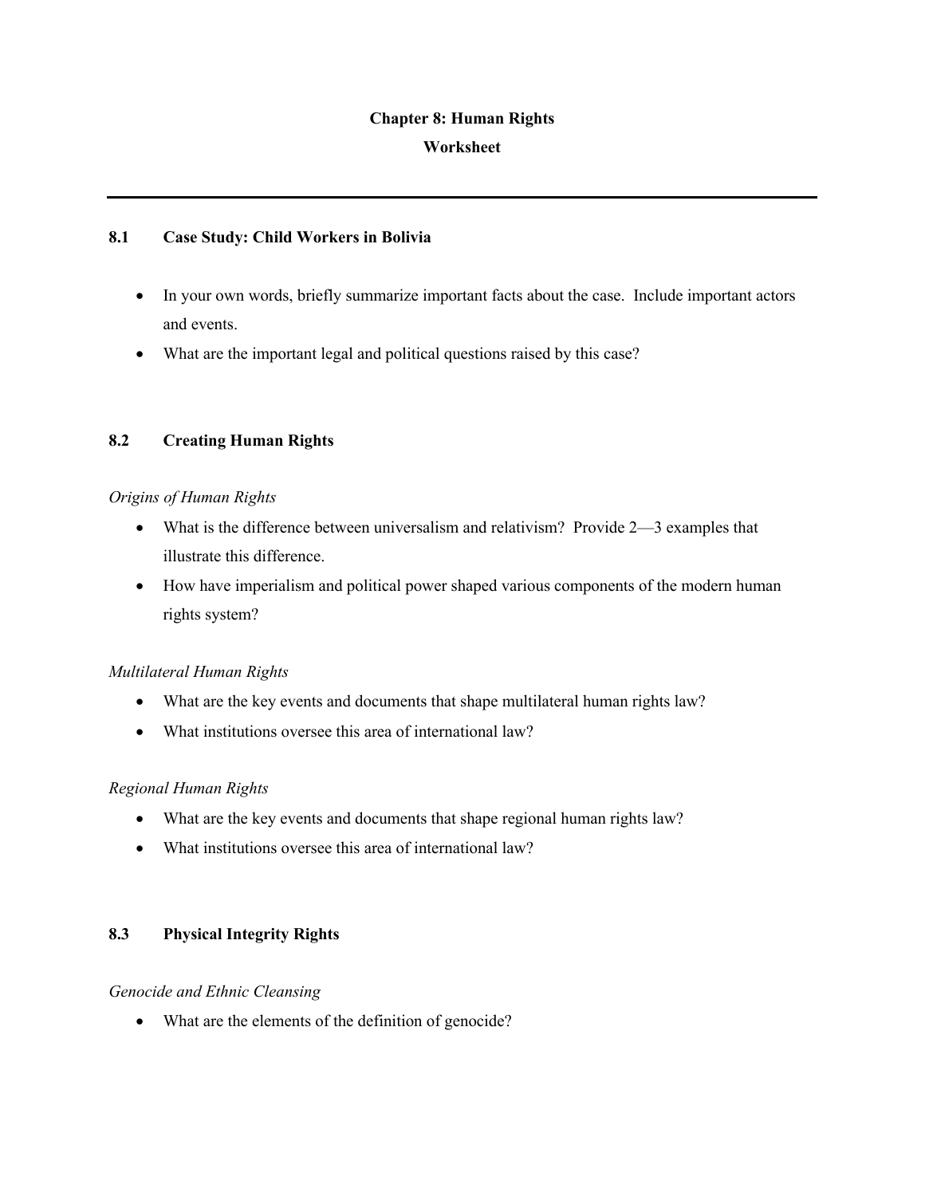# Chapter 8: Human Rights

## Worksheet

---

### 8.1 Case Study: Child Workers in Bolivia

- In your own words, briefly summarize important facts about the case. Include important actors and events.
- What are the important legal and political questions raised by this case?

### 8.2 Creating Human Rights

*Origins of Human Rights*

- What is the difference between universalism and relativism? Provide 2—3 examples that illustrate this difference.
- How have imperialism and political power shaped various components of the modern human rights system?

*Multilateral Human Rights*

- What are the key events and documents that shape multilateral human rights law?
- What institutions oversee this area of international law?

*Regional Human Rights*

- What are the key events and documents that shape regional human rights law?
- What institutions oversee this area of international law?

### 8.3 Physical Integrity Rights

*Genocide and Ethnic Cleansing*

- What are the elements of the definition of genocide?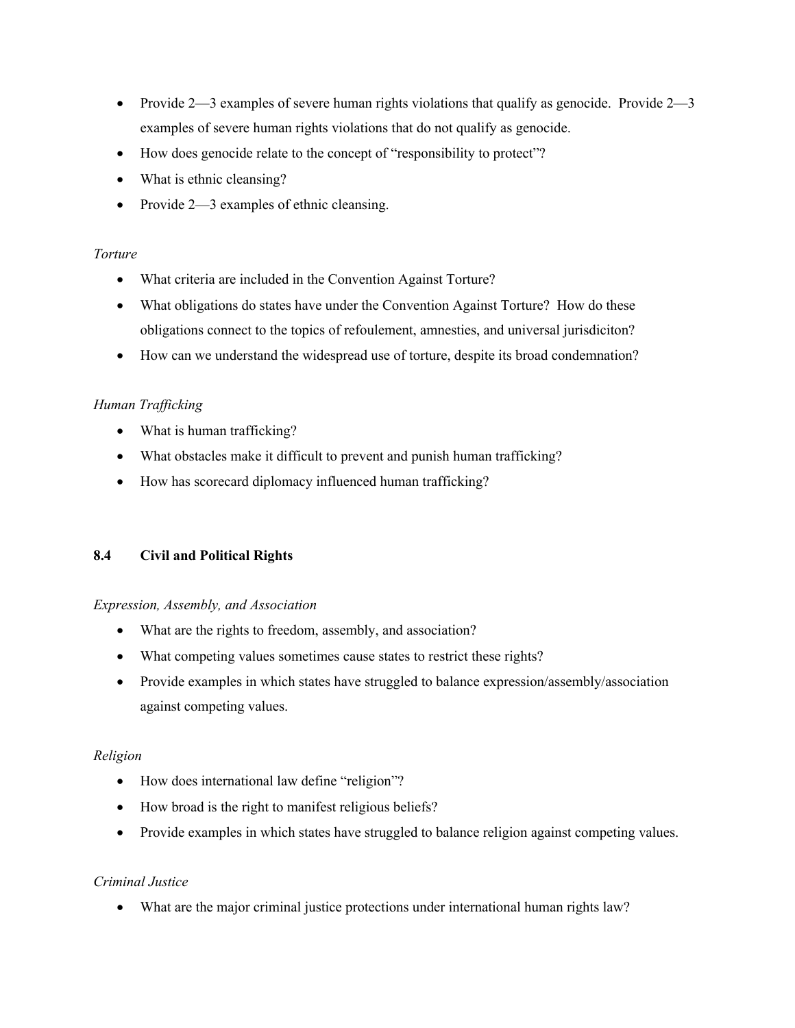- Provide 2—3 examples of severe human rights violations that qualify as genocide. Provide 2—3 examples of severe human rights violations that do not qualify as genocide.
- How does genocide relate to the concept of "responsibility to protect"?
- What is ethnic cleansing?
- Provide 2—3 examples of ethnic cleansing.

*Torture*

- What criteria are included in the Convention Against Torture?
- What obligations do states have under the Convention Against Torture? How do these obligations connect to the topics of refoulement, amnesties, and universal jurisdiciton?
- How can we understand the widespread use of torture, despite its broad condemnation?

*Human Trafficking*

- What is human trafficking?
- What obstacles make it difficult to prevent and punish human trafficking?
- How has scorecard diplomacy influenced human trafficking?

## 8.4 Civil and Political Rights

*Expression, Assembly, and Association*

- What are the rights to freedom, assembly, and association?
- What competing values sometimes cause states to restrict these rights?
- Provide examples in which states have struggled to balance expression/assembly/association against competing values.

*Religion*

- How does international law define "religion"?
- How broad is the right to manifest religious beliefs?
- Provide examples in which states have struggled to balance religion against competing values.

*Criminal Justice*

- What are the major criminal justice protections under international human rights law?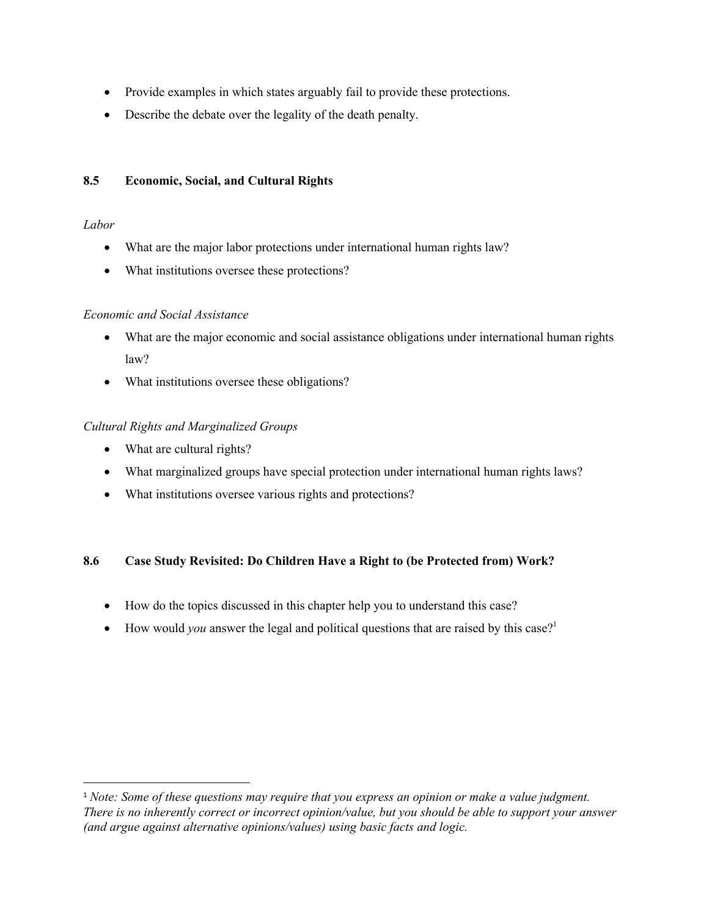- Provide examples in which states arguably fail to provide these protections.
- Describe the debate over the legality of the death penalty.

## 8.5 Economic, Social, and Cultural Rights

*Labor*

- What are the major labor protections under international human rights law?
- What institutions oversee these protections?

*Economic and Social Assistance*

- What are the major economic and social assistance obligations under international human rights law?
- What institutions oversee these obligations?

*Cultural Rights and Marginalized Groups*

- What are cultural rights?
- What marginalized groups have special protection under international human rights laws?
- What institutions oversee various rights and protections?

## 8.6 Case Study Revisited: Do Children Have a Right to (be Protected from) Work?

- How do the topics discussed in this chapter help you to understand this case?
- How would *you* answer the legal and political questions that are raised by this case?[1]

---

[1] *Note: Some of these questions may require that you express an opinion or make a value judgment. There is no inherently correct or incorrect opinion/value, but you should be able to support your answer (and argue against alternative opinions/values) using basic facts and logic.*